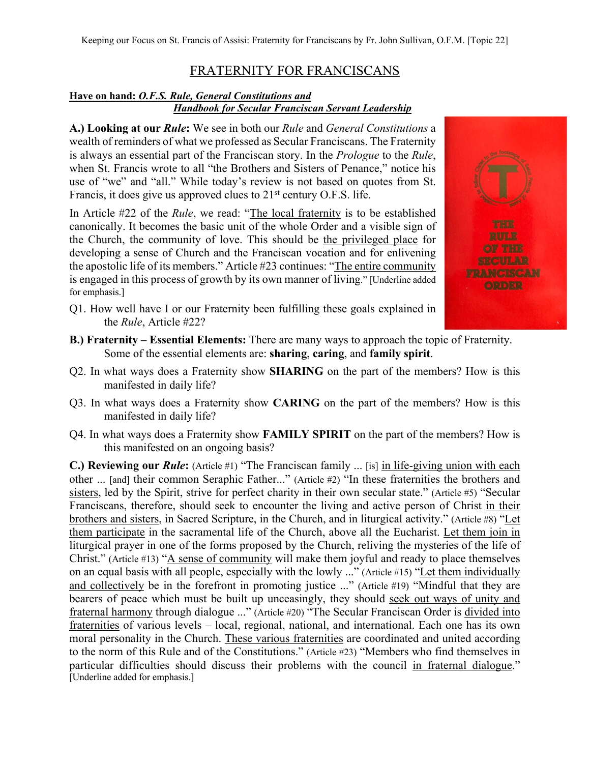# FRATERNITY FOR FRANCISCANS

**Have on hand: *O.F.S. Rule, General Constitutions and Handbook for Secular Franciscan Servant Leadership***

**A.) Looking at our *Rule*:** We see in both our *Rule* and *General Constitutions* a wealth of reminders of what we professed as Secular Franciscans. The Fraternity is always an essential part of the Franciscan story. In the *Prologue* to the *Rule*, when St. Francis wrote to all "the Brothers and Sisters of Penance," notice his use of "we" and "all." While today's review is not based on quotes from St. Francis, it does give us approved clues to 21st century O.F.S. life.

In Article #22 of the *Rule*, we read: "The local fraternity is to be established canonically. It becomes the basic unit of the whole Order and a visible sign of the Church, the community of love. This should be the privileged place for developing a sense of Church and the Franciscan vocation and for enlivening the apostolic life of its members." Article #23 continues: "The entire community is engaged in this process of growth by its own manner of living." [Underline added for emphasis.]

Q1. How well have I or our Fraternity been fulfilling these goals explained in the *Rule*, Article #22?

**B.) Fraternity – Essential Elements:** There are many ways to approach the topic of Fraternity. Some of the essential elements are: **sharing**, **caring**, and **family spirit**.

Q2. In what ways does a Fraternity show **SHARING** on the part of the members? How is this manifested in daily life?

Q3. In what ways does a Fraternity show **CARING** on the part of the members? How is this manifested in daily life?

Q4. In what ways does a Fraternity show **FAMILY SPIRIT** on the part of the members? How is this manifested on an ongoing basis?

**C.) Reviewing our *Rule*:** (Article #1) "The Franciscan family ... [is] in life-giving union with each other ... [and] their common Seraphic Father..." (Article #2) "In these fraternities the brothers and sisters, led by the Spirit, strive for perfect charity in their own secular state." (Article #5) "Secular Franciscans, therefore, should seek to encounter the living and active person of Christ in their brothers and sisters, in Sacred Scripture, in the Church, and in liturgical activity." (Article #8) "Let them participate in the sacramental life of the Church, above all the Eucharist. Let them join in liturgical prayer in one of the forms proposed by the Church, reliving the mysteries of the life of Christ." (Article #13) "A sense of community will make them joyful and ready to place themselves on an equal basis with all people, especially with the lowly ..." (Article #15) "Let them individually and collectively be in the forefront in promoting justice ..." (Article #19) "Mindful that they are bearers of peace which must be built up unceasingly, they should seek out ways of unity and fraternal harmony through dialogue ..." (Article #20) "The Secular Franciscan Order is divided into fraternities of various levels – local, regional, national, and international. Each one has its own moral personality in the Church. These various fraternities are coordinated and united according to the norm of this Rule and of the Constitutions." (Article #23) "Members who find themselves in particular difficulties should discuss their problems with the council in fraternal dialogue." [Underline added for emphasis.]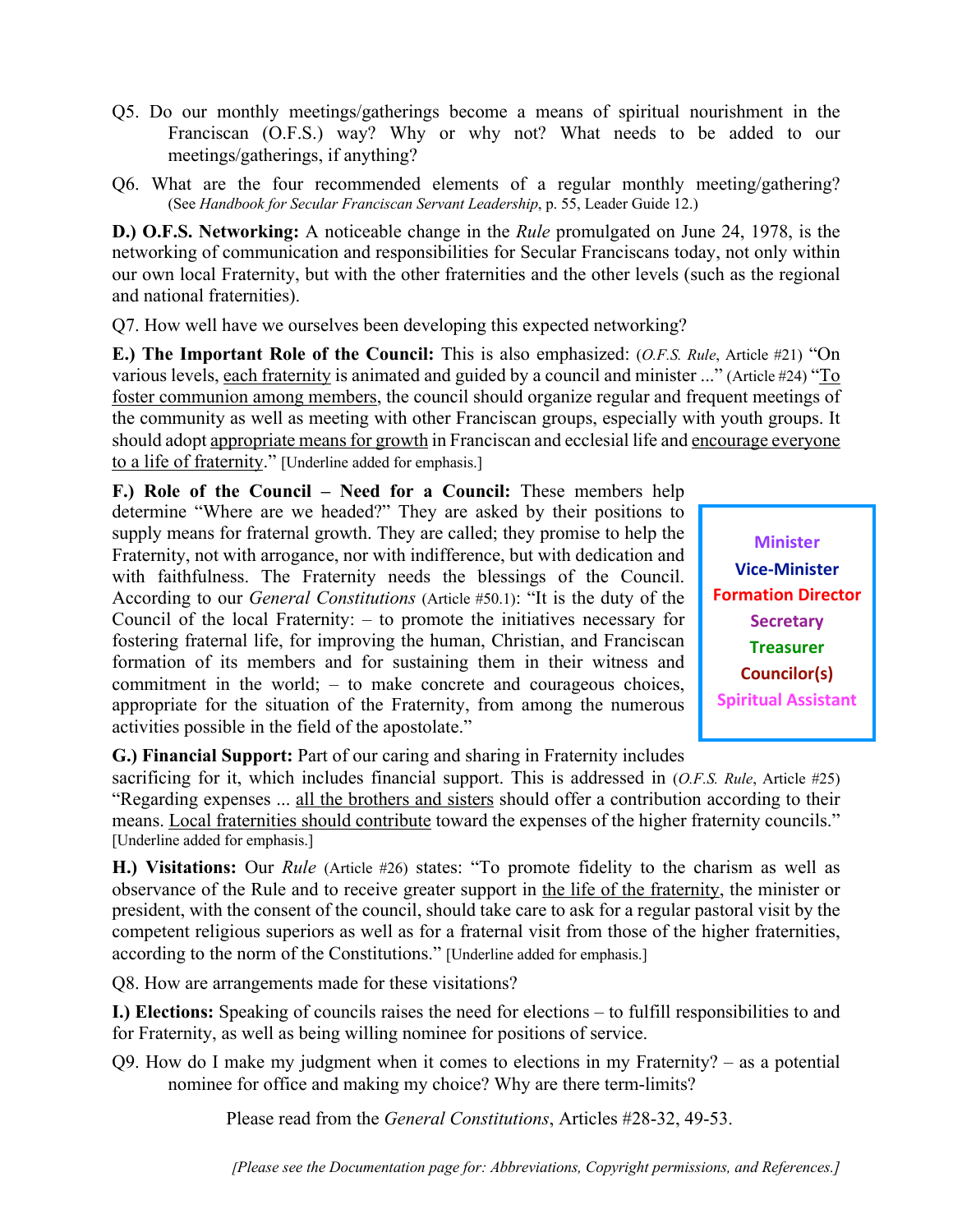Q5. Do our monthly meetings/gatherings become a means of spiritual nourishment in the Franciscan (O.F.S.) way? Why or why not? What needs to be added to our meetings/gatherings, if anything?

Q6. What are the four recommended elements of a regular monthly meeting/gathering? (See *Handbook for Secular Franciscan Servant Leadership*, p. 55, Leader Guide 12.)

**D.) O.F.S. Networking:** A noticeable change in the *Rule* promulgated on June 24, 1978, is the networking of communication and responsibilities for Secular Franciscans today, not only within our own local Fraternity, but with the other fraternities and the other levels (such as the regional and national fraternities).

Q7. How well have we ourselves been developing this expected networking?

**E.) The Important Role of the Council:** This is also emphasized: (*O.F.S. Rule*, Article #21) "On various levels, <u>each fraternity</u> is animated and guided by a council and minister ..." (Article #24) "<u>To foster communion among members</u>, the council should organize regular and frequent meetings of the community as well as meeting with other Franciscan groups, especially with youth groups. It should adopt <u>appropriate means for growth</u> in Franciscan and ecclesial life and <u>encourage everyone to a life of fraternity</u>." [Underline added for emphasis.]

**F.) Role of the Council – Need for a Council:** These members help determine "Where are we headed?" They are asked by their positions to supply means for fraternal growth. They are called; they promise to help the Fraternity, not with arrogance, nor with indifference, but with dedication and with faithfulness. The Fraternity needs the blessings of the Council. According to our *General Constitutions* (Article #50.1): "It is the duty of the Council of the local Fraternity: – to promote the initiatives necessary for fostering fraternal life, for improving the human, Christian, and Franciscan formation of its members and for sustaining them in their witness and commitment in the world; – to make concrete and courageous choices, appropriate for the situation of the Fraternity, from among the numerous activities possible in the field of the apostolate."

Minister
Vice-Minister
Formation Director
Secretary
Treasurer
Councilor(s)
Spiritual Assistant

**G.) Financial Support:** Part of our caring and sharing in Fraternity includes sacrificing for it, which includes financial support. This is addressed in (*O.F.S. Rule*, Article #25) "Regarding expenses ... <u>all the brothers and sisters</u> should offer a contribution according to their means. <u>Local fraternities should contribute</u> toward the expenses of the higher fraternity councils." [Underline added for emphasis.]

**H.) Visitations:** Our *Rule* (Article #26) states: "To promote fidelity to the charism as well as observance of the Rule and to receive greater support in <u>the life of the fraternity</u>, the minister or president, with the consent of the council, should take care to ask for a regular pastoral visit by the competent religious superiors as well as for a fraternal visit from those of the higher fraternities, according to the norm of the Constitutions." [Underline added for emphasis.]

Q8. How are arrangements made for these visitations?

**I.) Elections:** Speaking of councils raises the need for elections – to fulfill responsibilities to and for Fraternity, as well as being willing nominee for positions of service.

Q9. How do I make my judgment when it comes to elections in my Fraternity? – as a potential nominee for office and making my choice? Why are there term-limits?

Please read from the *General Constitutions*, Articles #28-32, 49-53.

*[Please see the Documentation page for: Abbreviations, Copyright permissions, and References.]*